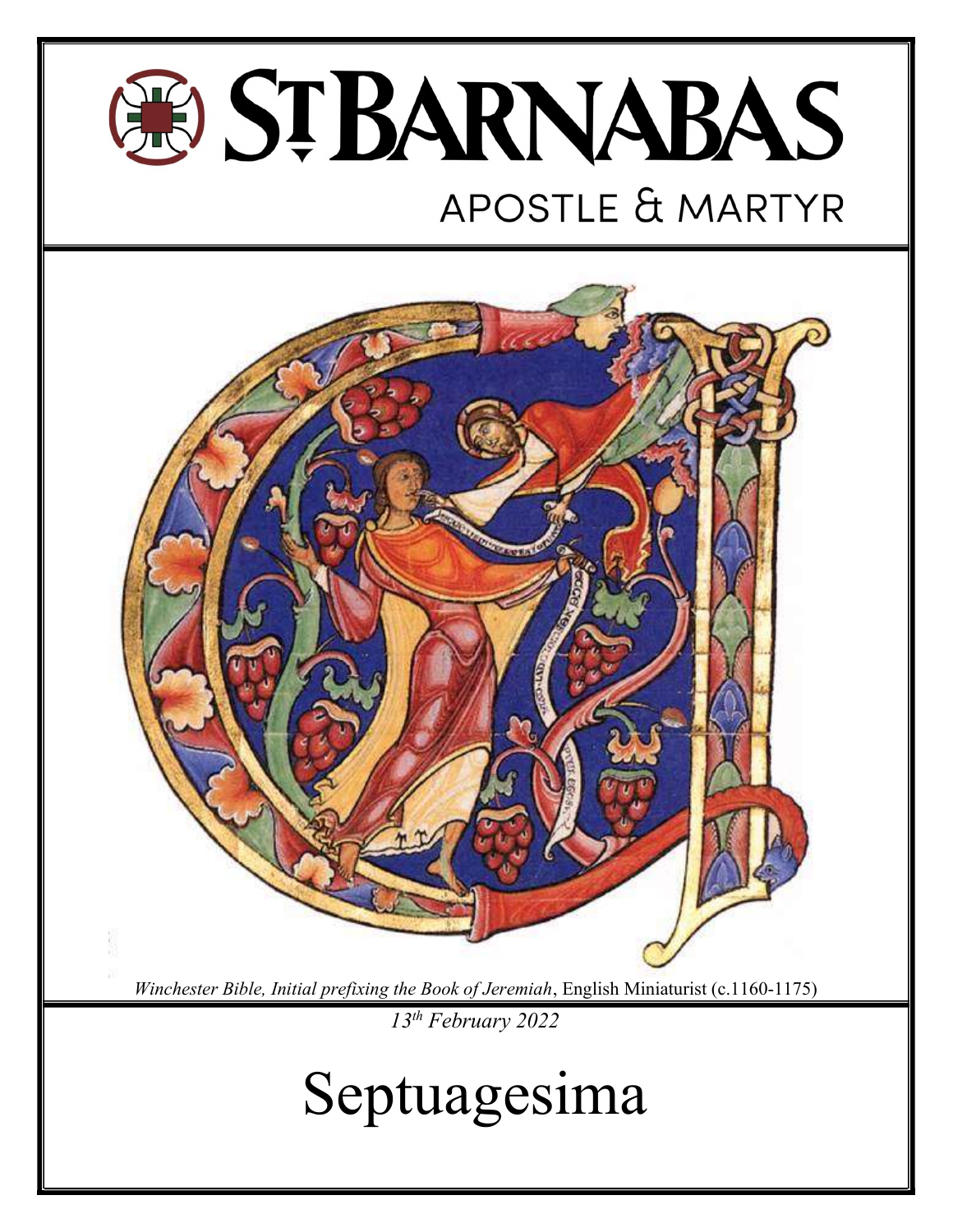# ST BARNABAS

## APOSTLE & MARTYR

*Winchester Bible, Initial prefixing the Book of Jeremiah*, English Miniaturist (c.1160-1175)

*13th February 2022*

# Septuagesima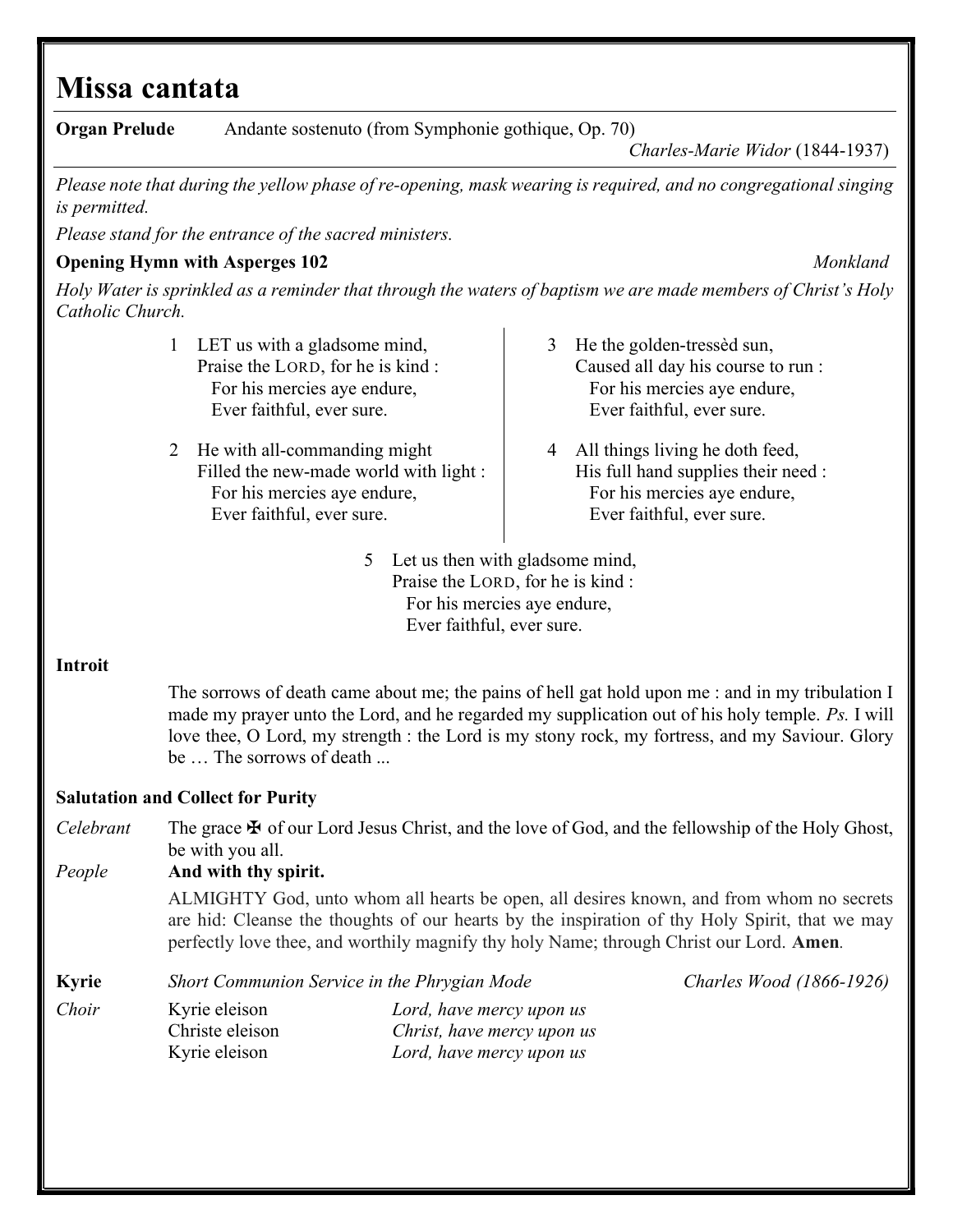# Missa cantata

**Organ Prelude** Andante sostenuto (from Symphonie gothique, Op. 70)

*Charles-Marie Widor* (1844-1937)

*Please note that during the yellow phase of re-opening, mask wearing is required, and no congregational singing is permitted.*

*Please stand for the entrance of the sacred ministers.*

**Opening Hymn with Asperges 102** *Monkland*

*Holy Water is sprinkled as a reminder that through the waters of baptism we are made members of Christ's Holy Catholic Church.*

1 LET us with a gladsome mind,
Praise the LORD, for he is kind :
For his mercies aye endure,
Ever faithful, ever sure.

2 He with all-commanding might
Filled the new-made world with light :
For his mercies aye endure,
Ever faithful, ever sure.

3 He the golden-tressèd sun,
Caused all day his course to run :
For his mercies aye endure,
Ever faithful, ever sure.

4 All things living he doth feed,
His full hand supplies their need :
For his mercies aye endure,
Ever faithful, ever sure.

5 Let us then with gladsome mind,
Praise the LORD, for he is kind :
For his mercies aye endure,
Ever faithful, ever sure.

**Introit**

The sorrows of death came about me; the pains of hell gat hold upon me : and in my tribulation I made my prayer unto the Lord, and he regarded my supplication out of his holy temple. *Ps.* I will love thee, O Lord, my strength : the Lord is my stony rock, my fortress, and my Saviour. Glory be … The sorrows of death ...

**Salutation and Collect for Purity**

*Celebrant* The grace ✠ of our Lord Jesus Christ, and the love of God, and the fellowship of the Holy Ghost, be with you all.

*People* **And with thy spirit.**

ALMIGHTY God, unto whom all hearts be open, all desires known, and from whom no secrets are hid: Cleanse the thoughts of our hearts by the inspiration of thy Holy Spirit, that we may perfectly love thee, and worthily magnify thy holy Name; through Christ our Lord. **Amen**.

**Kyrie** *Short Communion Service in the Phrygian Mode* *Charles Wood (1866-1926)*

*Choir*

Kyrie eleison — *Lord, have mercy upon us*
Christe eleison — *Christ, have mercy upon us*
Kyrie eleison — *Lord, have mercy upon us*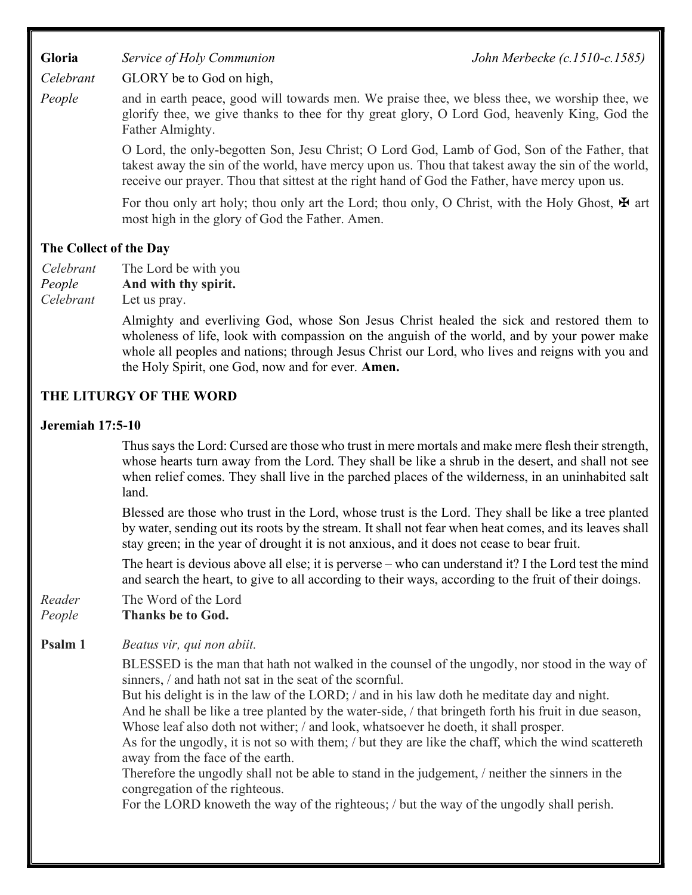**Gloria** *Service of Holy Communion* *John Merbecke (c.1510-c.1585)*

*Celebrant* GLORY be to God on high,

*People* and in earth peace, good will towards men. We praise thee, we bless thee, we worship thee, we glorify thee, we give thanks to thee for thy great glory, O Lord God, heavenly King, God the Father Almighty.

O Lord, the only-begotten Son, Jesu Christ; O Lord God, Lamb of God, Son of the Father, that takest away the sin of the world, have mercy upon us. Thou that takest away the sin of the world, receive our prayer. Thou that sittest at the right hand of God the Father, have mercy upon us.

For thou only art holy; thou only art the Lord; thou only, O Christ, with the Holy Ghost, ✠ art most high in the glory of God the Father. Amen.

## The Collect of the Day

*Celebrant* The Lord be with you
*People* **And with thy spirit.**
*Celebrant* Let us pray.

Almighty and everliving God, whose Son Jesus Christ healed the sick and restored them to wholeness of life, look with compassion on the anguish of the world, and by your power make whole all peoples and nations; through Jesus Christ our Lord, who lives and reigns with you and the Holy Spirit, one God, now and for ever. **Amen.**

## THE LITURGY OF THE WORD

### Jeremiah 17:5-10

Thus says the Lord: Cursed are those who trust in mere mortals and make mere flesh their strength, whose hearts turn away from the Lord. They shall be like a shrub in the desert, and shall not see when relief comes. They shall live in the parched places of the wilderness, in an uninhabited salt land.

Blessed are those who trust in the Lord, whose trust is the Lord. They shall be like a tree planted by water, sending out its roots by the stream. It shall not fear when heat comes, and its leaves shall stay green; in the year of drought it is not anxious, and it does not cease to bear fruit.

The heart is devious above all else; it is perverse – who can understand it? I the Lord test the mind and search the heart, to give to all according to their ways, according to the fruit of their doings.

*Reader* The Word of the Lord
*People* **Thanks be to God.**

**Psalm 1** *Beatus vir, qui non abiit.*

BLESSED is the man that hath not walked in the counsel of the ungodly, nor stood in the way of sinners, / and hath not sat in the seat of the scornful.
But his delight is in the law of the LORD; / and in his law doth he meditate day and night.
And he shall be like a tree planted by the water-side, / that bringeth forth his fruit in due season,
Whose leaf also doth not wither; / and look, whatsoever he doeth, it shall prosper.
As for the ungodly, it is not so with them; / but they are like the chaff, which the wind scattereth away from the face of the earth.
Therefore the ungodly shall not be able to stand in the judgement, / neither the sinners in the congregation of the righteous.
For the LORD knoweth the way of the righteous; / but the way of the ungodly shall perish.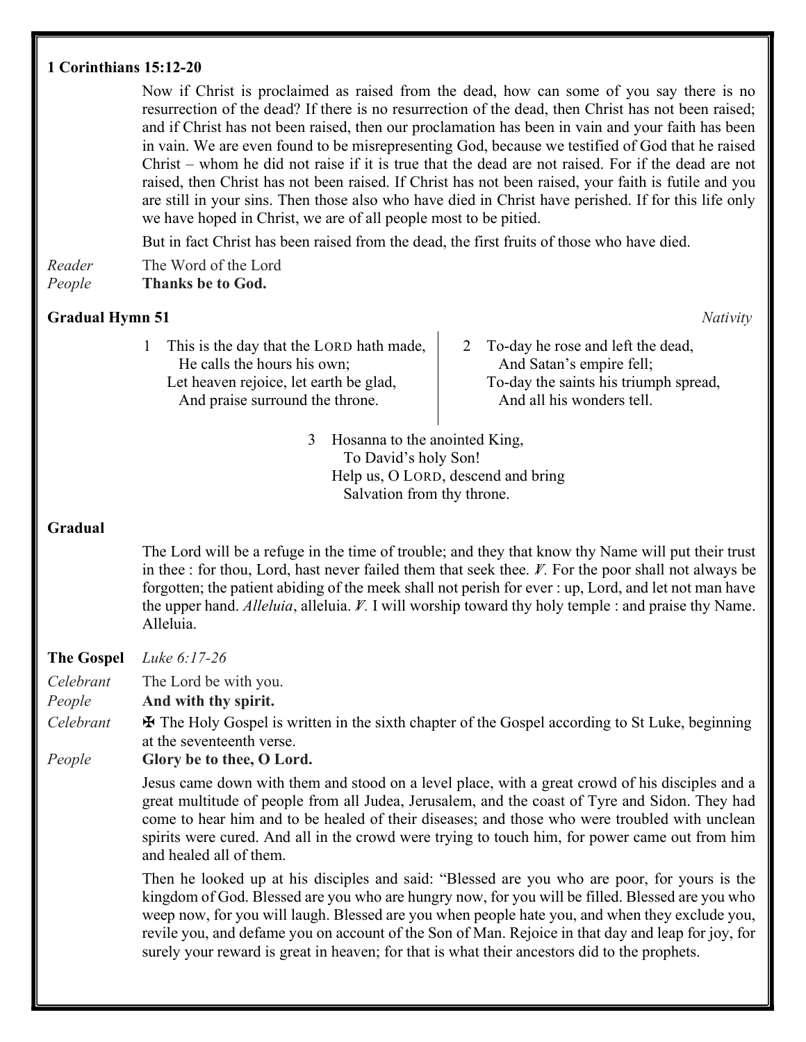**1 Corinthians 15:12-20**

Now if Christ is proclaimed as raised from the dead, how can some of you say there is no resurrection of the dead? If there is no resurrection of the dead, then Christ has not been raised; and if Christ has not been raised, then our proclamation has been in vain and your faith has been in vain. We are even found to be misrepresenting God, because we testified of God that he raised Christ – whom he did not raise if it is true that the dead are not raised. For if the dead are not raised, then Christ has not been raised. If Christ has not been raised, your faith is futile and you are still in your sins. Then those also who have died in Christ have perished. If for this life only we have hoped in Christ, we are of all people most to be pitied.

But in fact Christ has been raised from the dead, the first fruits of those who have died.

*Reader* The Word of the Lord
*People* **Thanks be to God.**

**Gradual Hymn 51** *Nativity*

1 This is the day that the LORD hath made,
He calls the hours his own;
Let heaven rejoice, let earth be glad,
And praise surround the throne.

2 To-day he rose and left the dead,
And Satan's empire fell;
To-day the saints his triumph spread,
And all his wonders tell.

3 Hosanna to the anointed King,
To David's holy Son!
Help us, O LORD, descend and bring
Salvation from thy throne.

**Gradual**

The Lord will be a refuge in the time of trouble; and they that know thy Name will put their trust in thee : for thou, Lord, hast never failed them that seek thee. ℣. For the poor shall not always be forgotten; the patient abiding of the meek shall not perish for ever : up, Lord, and let not man have the upper hand. *Alleluia*, alleluia. ℣. I will worship toward thy holy temple : and praise thy Name. Alleluia.

**The Gospel** *Luke 6:17-26*

*Celebrant* The Lord be with you.
*People* **And with thy spirit.**
*Celebrant* ✠ The Holy Gospel is written in the sixth chapter of the Gospel according to St Luke, beginning at the seventeenth verse.
*People* **Glory be to thee, O Lord.**

Jesus came down with them and stood on a level place, with a great crowd of his disciples and a great multitude of people from all Judea, Jerusalem, and the coast of Tyre and Sidon. They had come to hear him and to be healed of their diseases; and those who were troubled with unclean spirits were cured. And all in the crowd were trying to touch him, for power came out from him and healed all of them.

Then he looked up at his disciples and said: "Blessed are you who are poor, for yours is the kingdom of God. Blessed are you who are hungry now, for you will be filled. Blessed are you who weep now, for you will laugh. Blessed are you when people hate you, and when they exclude you, revile you, and defame you on account of the Son of Man. Rejoice in that day and leap for joy, for surely your reward is great in heaven; for that is what their ancestors did to the prophets.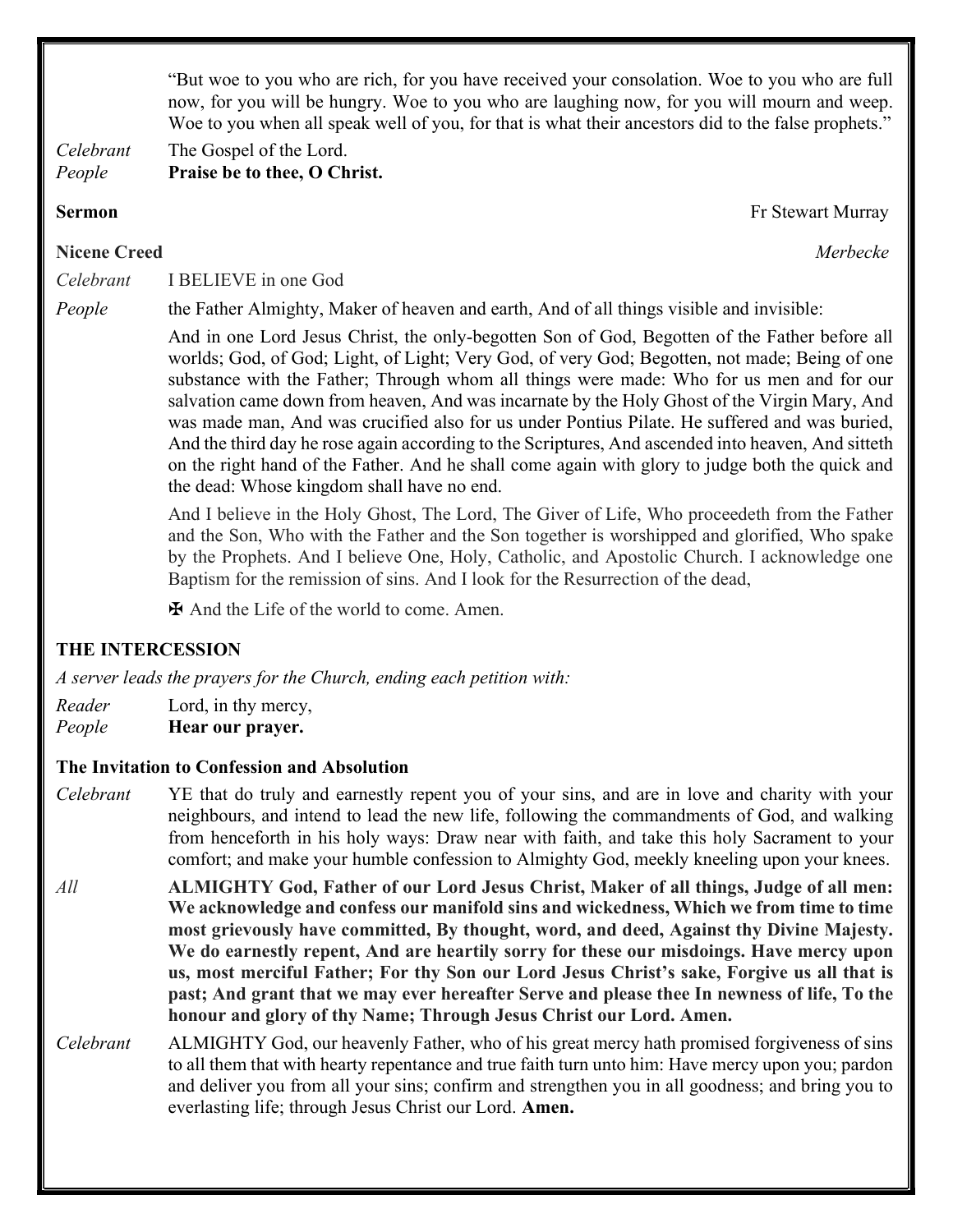"But woe to you who are rich, for you have received your consolation. Woe to you who are full now, for you will be hungry. Woe to you who are laughing now, for you will mourn and weep. Woe to you when all speak well of you, for that is what their ancestors did to the false prophets."

*Celebrant* The Gospel of the Lord.
*People* **Praise be to thee, O Christ.**

**Sermon** Fr Stewart Murray

**Nicene Creed** *Merbecke*

*Celebrant* I BELIEVE in one God

*People* the Father Almighty, Maker of heaven and earth, And of all things visible and invisible:

And in one Lord Jesus Christ, the only-begotten Son of God, Begotten of the Father before all worlds; God, of God; Light, of Light; Very God, of very God; Begotten, not made; Being of one substance with the Father; Through whom all things were made: Who for us men and for our salvation came down from heaven, And was incarnate by the Holy Ghost of the Virgin Mary, And was made man, And was crucified also for us under Pontius Pilate. He suffered and was buried, And the third day he rose again according to the Scriptures, And ascended into heaven, And sitteth on the right hand of the Father. And he shall come again with glory to judge both the quick and the dead: Whose kingdom shall have no end.

And I believe in the Holy Ghost, The Lord, The Giver of Life, Who proceedeth from the Father and the Son, Who with the Father and the Son together is worshipped and glorified, Who spake by the Prophets. And I believe One, Holy, Catholic, and Apostolic Church. I acknowledge one Baptism for the remission of sins. And I look for the Resurrection of the dead,

✠ And the Life of the world to come. Amen.

## THE INTERCESSION

*A server leads the prayers for the Church, ending each petition with:*

*Reader* Lord, in thy mercy,
*People* **Hear our prayer.**

**The Invitation to Confession and Absolution**

*Celebrant* YE that do truly and earnestly repent you of your sins, and are in love and charity with your neighbours, and intend to lead the new life, following the commandments of God, and walking from henceforth in his holy ways: Draw near with faith, and take this holy Sacrament to your comfort; and make your humble confession to Almighty God, meekly kneeling upon your knees.

*All* **ALMIGHTY God, Father of our Lord Jesus Christ, Maker of all things, Judge of all men: We acknowledge and confess our manifold sins and wickedness, Which we from time to time most grievously have committed, By thought, word, and deed, Against thy Divine Majesty. We do earnestly repent, And are heartily sorry for these our misdoings. Have mercy upon us, most merciful Father; For thy Son our Lord Jesus Christ's sake, Forgive us all that is past; And grant that we may ever hereafter Serve and please thee In newness of life, To the honour and glory of thy Name; Through Jesus Christ our Lord. Amen.**

*Celebrant* ALMIGHTY God, our heavenly Father, who of his great mercy hath promised forgiveness of sins to all them that with hearty repentance and true faith turn unto him: Have mercy upon you; pardon and deliver you from all your sins; confirm and strengthen you in all goodness; and bring you to everlasting life; through Jesus Christ our Lord. **Amen.**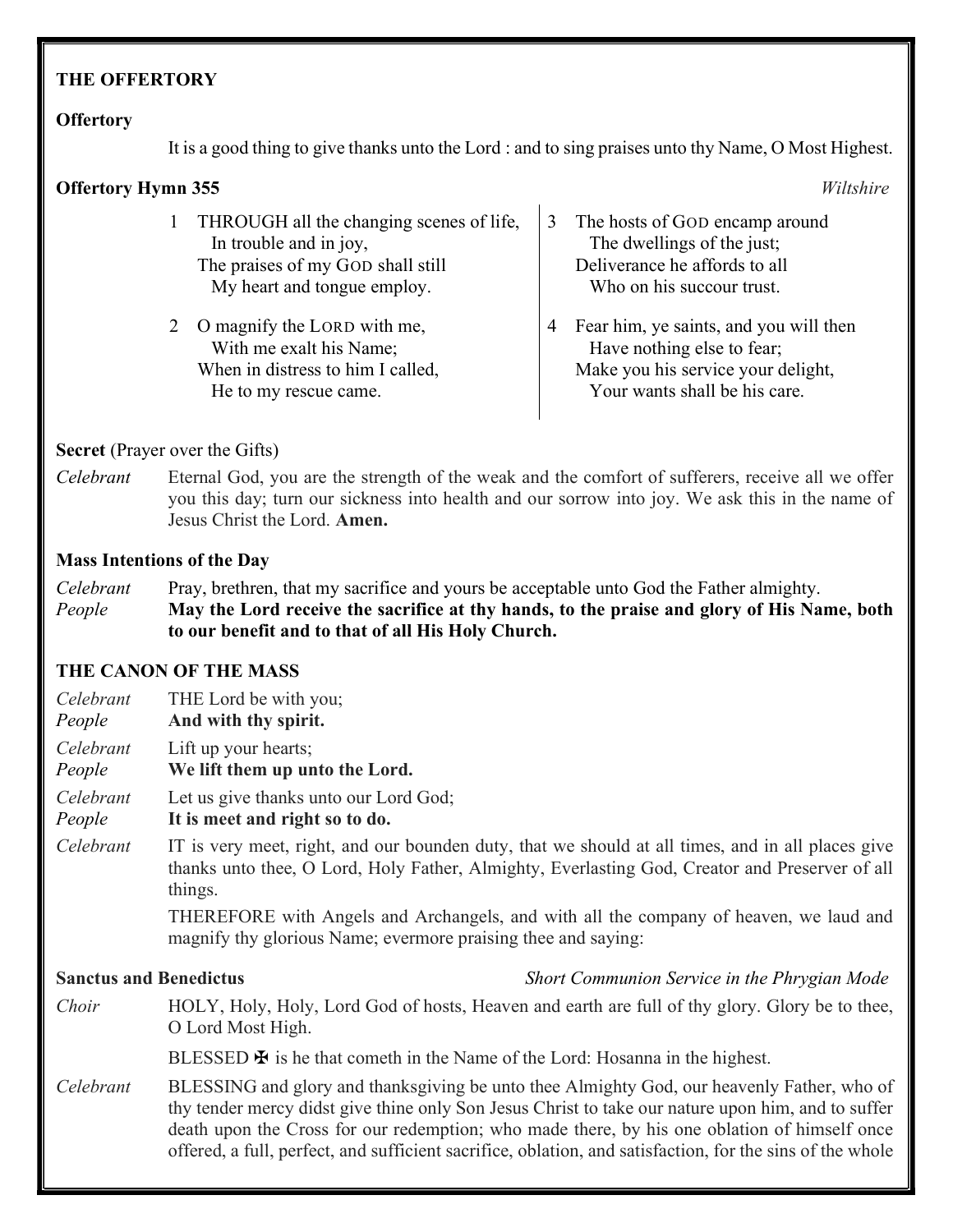## THE OFFERTORY

### Offertory

It is a good thing to give thanks unto the Lord : and to sing praises unto thy Name, O Most Highest.

### Offertory Hymn 355 *Wiltshire*

1 THROUGH all the changing scenes of life,
In trouble and in joy,
The praises of my GOD shall still
My heart and tongue employ.

2 O magnify the LORD with me,
With me exalt his Name;
When in distress to him I called,
He to my rescue came.

3 The hosts of GOD encamp around
The dwellings of the just;
Deliverance he affords to all
Who on his succour trust.

4 Fear him, ye saints, and you will then
Have nothing else to fear;
Make you his service your delight,
Your wants shall be his care.

### Secret (Prayer over the Gifts)

*Celebrant* Eternal God, you are the strength of the weak and the comfort of sufferers, receive all we offer you this day; turn our sickness into health and our sorrow into joy. We ask this in the name of Jesus Christ the Lord. **Amen.**

### Mass Intentions of the Day

*Celebrant* Pray, brethren, that my sacrifice and yours be acceptable unto God the Father almighty.
*People* **May the Lord receive the sacrifice at thy hands, to the praise and glory of His Name, both to our benefit and to that of all His Holy Church.**

## THE CANON OF THE MASS

*Celebrant* THE Lord be with you;
*People* **And with thy spirit.**

*Celebrant* Lift up your hearts;
*People* **We lift them up unto the Lord.**

*Celebrant* Let us give thanks unto our Lord God;
*People* **It is meet and right so to do.**

*Celebrant* IT is very meet, right, and our bounden duty, that we should at all times, and in all places give thanks unto thee, O Lord, Holy Father, Almighty, Everlasting God, Creator and Preserver of all things.

THEREFORE with Angels and Archangels, and with all the company of heaven, we laud and magnify thy glorious Name; evermore praising thee and saying:

### Sanctus and Benedictus *Short Communion Service in the Phrygian Mode*

*Choir* HOLY, Holy, Holy, Lord God of hosts, Heaven and earth are full of thy glory. Glory be to thee, O Lord Most High.

BLESSED ✠ is he that cometh in the Name of the Lord: Hosanna in the highest.

*Celebrant* BLESSING and glory and thanksgiving be unto thee Almighty God, our heavenly Father, who of thy tender mercy didst give thine only Son Jesus Christ to take our nature upon him, and to suffer death upon the Cross for our redemption; who made there, by his one oblation of himself once offered, a full, perfect, and sufficient sacrifice, oblation, and satisfaction, for the sins of the whole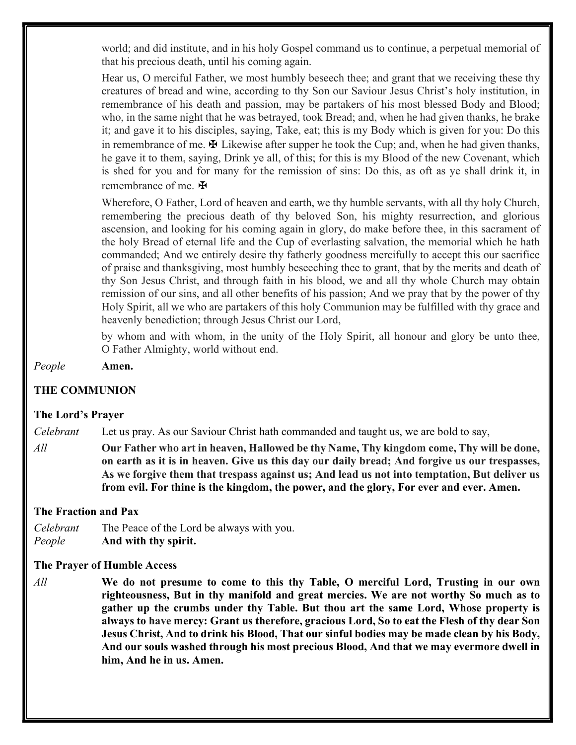world; and did institute, and in his holy Gospel command us to continue, a perpetual memorial of that his precious death, until his coming again.

Hear us, O merciful Father, we most humbly beseech thee; and grant that we receiving these thy creatures of bread and wine, according to thy Son our Saviour Jesus Christ's holy institution, in remembrance of his death and passion, may be partakers of his most blessed Body and Blood; who, in the same night that he was betrayed, took Bread; and, when he had given thanks, he brake it; and gave it to his disciples, saying, Take, eat; this is my Body which is given for you: Do this in remembrance of me. ✠ Likewise after supper he took the Cup; and, when he had given thanks, he gave it to them, saying, Drink ye all, of this; for this is my Blood of the new Covenant, which is shed for you and for many for the remission of sins: Do this, as oft as ye shall drink it, in remembrance of me. ✠

Wherefore, O Father, Lord of heaven and earth, we thy humble servants, with all thy holy Church, remembering the precious death of thy beloved Son, his mighty resurrection, and glorious ascension, and looking for his coming again in glory, do make before thee, in this sacrament of the holy Bread of eternal life and the Cup of everlasting salvation, the memorial which he hath commanded; And we entirely desire thy fatherly goodness mercifully to accept this our sacrifice of praise and thanksgiving, most humbly beseeching thee to grant, that by the merits and death of thy Son Jesus Christ, and through faith in his blood, we and all thy whole Church may obtain remission of our sins, and all other benefits of his passion; And we pray that by the power of thy Holy Spirit, all we who are partakers of this holy Communion may be fulfilled with thy grace and heavenly benediction; through Jesus Christ our Lord,

by whom and with whom, in the unity of the Holy Spirit, all honour and glory be unto thee, O Father Almighty, world without end.

*People* **Amen.**

## THE COMMUNION

### The Lord's Prayer

*Celebrant* Let us pray. As our Saviour Christ hath commanded and taught us, we are bold to say,

*All* **Our Father who art in heaven, Hallowed be thy Name, Thy kingdom come, Thy will be done, on earth as it is in heaven. Give us this day our daily bread; And forgive us our trespasses, As we forgive them that trespass against us; And lead us not into temptation, But deliver us from evil. For thine is the kingdom, the power, and the glory, For ever and ever. Amen.**

### The Fraction and Pax

*Celebrant* The Peace of the Lord be always with you.
*People* **And with thy spirit.**

### The Prayer of Humble Access

*All* **We do not presume to come to this thy Table, O merciful Lord, Trusting in our own righteousness, But in thy manifold and great mercies. We are not worthy So much as to gather up the crumbs under thy Table. But thou art the same Lord, Whose property is always to have mercy: Grant us therefore, gracious Lord, So to eat the Flesh of thy dear Son Jesus Christ, And to drink his Blood, That our sinful bodies may be made clean by his Body, And our souls washed through his most precious Blood, And that we may evermore dwell in him, And he in us. Amen.**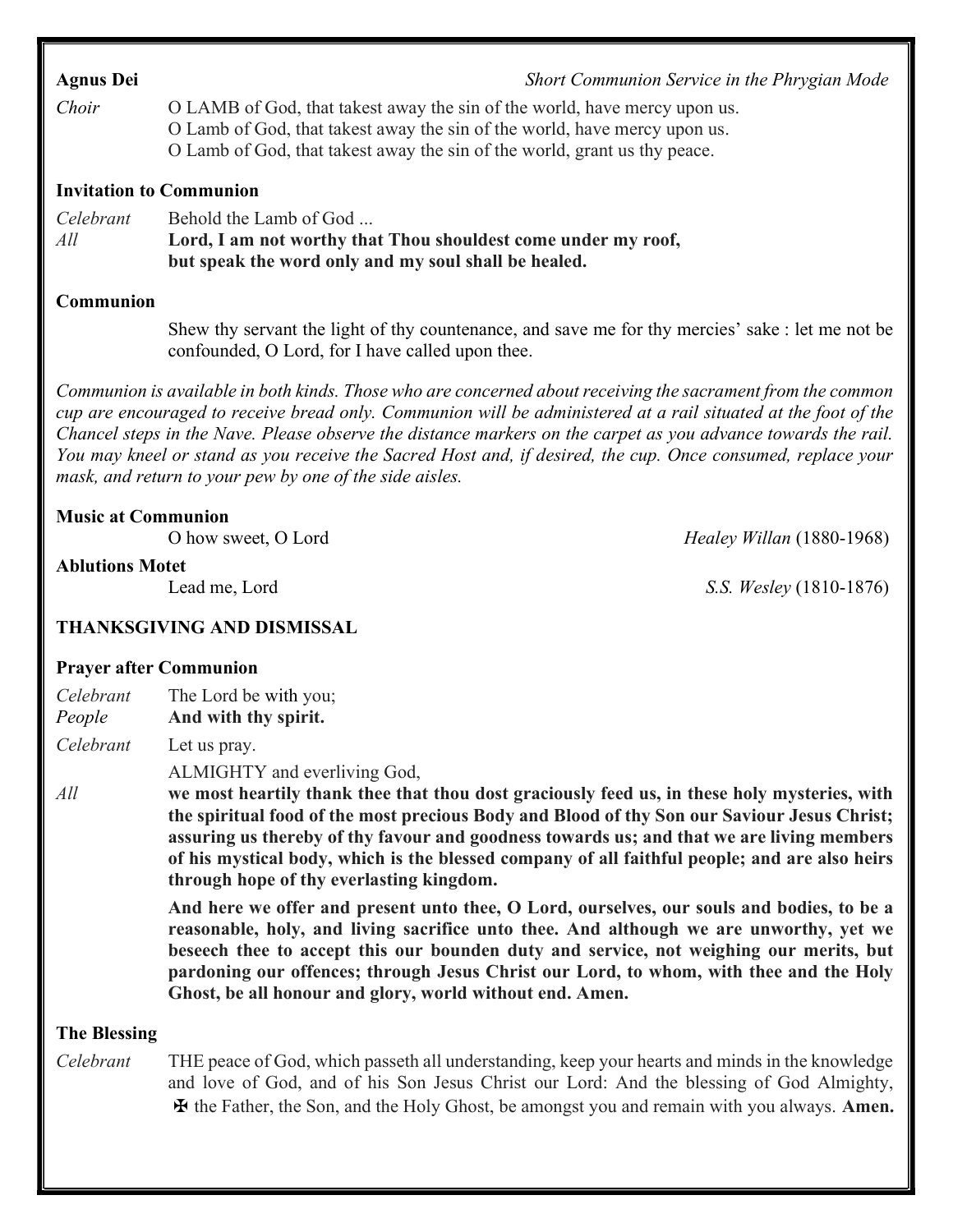**Agnus Dei** *Short Communion Service in the Phrygian Mode*

*Choir* O LAMB of God, that takest away the sin of the world, have mercy upon us.
O Lamb of God, that takest away the sin of the world, have mercy upon us.
O Lamb of God, that takest away the sin of the world, grant us thy peace.

**Invitation to Communion**

*Celebrant* Behold the Lamb of God ...

*All* **Lord, I am not worthy that Thou shouldest come under my roof, but speak the word only and my soul shall be healed.**

**Communion**

Shew thy servant the light of thy countenance, and save me for thy mercies' sake : let me not be confounded, O Lord, for I have called upon thee.

*Communion is available in both kinds. Those who are concerned about receiving the sacrament from the common cup are encouraged to receive bread only. Communion will be administered at a rail situated at the foot of the Chancel steps in the Nave. Please observe the distance markers on the carpet as you advance towards the rail. You may kneel or stand as you receive the Sacred Host and, if desired, the cup. Once consumed, replace your mask, and return to your pew by one of the side aisles.*

**Music at Communion**

O how sweet, O Lord — *Healey Willan* (1880-1968)

**Ablutions Motet**

Lead me, Lord — *S.S. Wesley* (1810-1876)

## THANKSGIVING AND DISMISSAL

**Prayer after Communion**

*Celebrant* The Lord be with you;

*People* **And with thy spirit.**

*Celebrant* Let us pray.

ALMIGHTY and everliving God,

*All* **we most heartily thank thee that thou dost graciously feed us, in these holy mysteries, with the spiritual food of the most precious Body and Blood of thy Son our Saviour Jesus Christ; assuring us thereby of thy favour and goodness towards us; and that we are living members of his mystical body, which is the blessed company of all faithful people; and are also heirs through hope of thy everlasting kingdom.**

**And here we offer and present unto thee, O Lord, ourselves, our souls and bodies, to be a reasonable, holy, and living sacrifice unto thee. And although we are unworthy, yet we beseech thee to accept this our bounden duty and service, not weighing our merits, but pardoning our offences; through Jesus Christ our Lord, to whom, with thee and the Holy Ghost, be all honour and glory, world without end. Amen.**

**The Blessing**

*Celebrant* THE peace of God, which passeth all understanding, keep your hearts and minds in the knowledge and love of God, and of his Son Jesus Christ our Lord: And the blessing of God Almighty, ✠ the Father, the Son, and the Holy Ghost, be amongst you and remain with you always. **Amen.**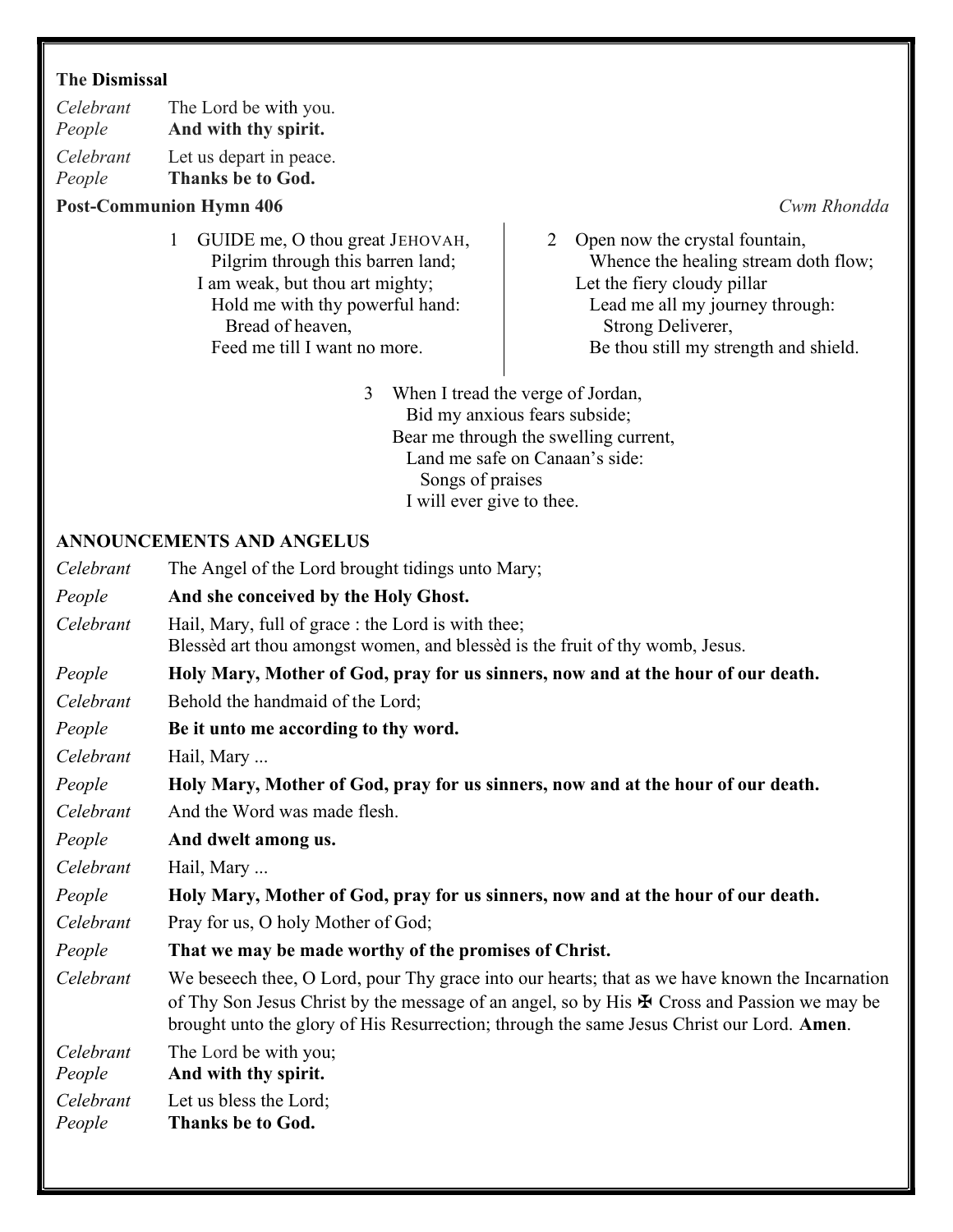**The Dismissal**

*Celebrant* The Lord be with you.
*People* **And with thy spirit.**

*Celebrant* Let us depart in peace.
*People* **Thanks be to God.**

**Post-Communion Hymn 406** *Cwm Rhondda*

1 GUIDE me, O thou great JEHOVAH,
Pilgrim through this barren land;
I am weak, but thou art mighty;
Hold me with thy powerful hand:
Bread of heaven,
Feed me till I want no more.

2 Open now the crystal fountain,
Whence the healing stream doth flow;
Let the fiery cloudy pillar
Lead me all my journey through:
Strong Deliverer,
Be thou still my strength and shield.

3 When I tread the verge of Jordan,
Bid my anxious fears subside;
Bear me through the swelling current,
Land me safe on Canaan's side:
Songs of praises
I will ever give to thee.

**ANNOUNCEMENTS AND ANGELUS**

*Celebrant* The Angel of the Lord brought tidings unto Mary;

*People* **And she conceived by the Holy Ghost.**

*Celebrant* Hail, Mary, full of grace : the Lord is with thee;
Blessèd art thou amongst women, and blessèd is the fruit of thy womb, Jesus.

*People* **Holy Mary, Mother of God, pray for us sinners, now and at the hour of our death.**

*Celebrant* Behold the handmaid of the Lord;

*People* **Be it unto me according to thy word.**

*Celebrant* Hail, Mary ...

*People* **Holy Mary, Mother of God, pray for us sinners, now and at the hour of our death.**

*Celebrant* And the Word was made flesh.

*People* **And dwelt among us.**

*Celebrant* Hail, Mary ...

*People* **Holy Mary, Mother of God, pray for us sinners, now and at the hour of our death.**

*Celebrant* Pray for us, O holy Mother of God;

*People* **That we may be made worthy of the promises of Christ.**

*Celebrant* We beseech thee, O Lord, pour Thy grace into our hearts; that as we have known the Incarnation of Thy Son Jesus Christ by the message of an angel, so by His ✠ Cross and Passion we may be brought unto the glory of His Resurrection; through the same Jesus Christ our Lord. **Amen**.

*Celebrant* The Lord be with you;
*People* **And with thy spirit.**

*Celebrant* Let us bless the Lord;
*People* **Thanks be to God.**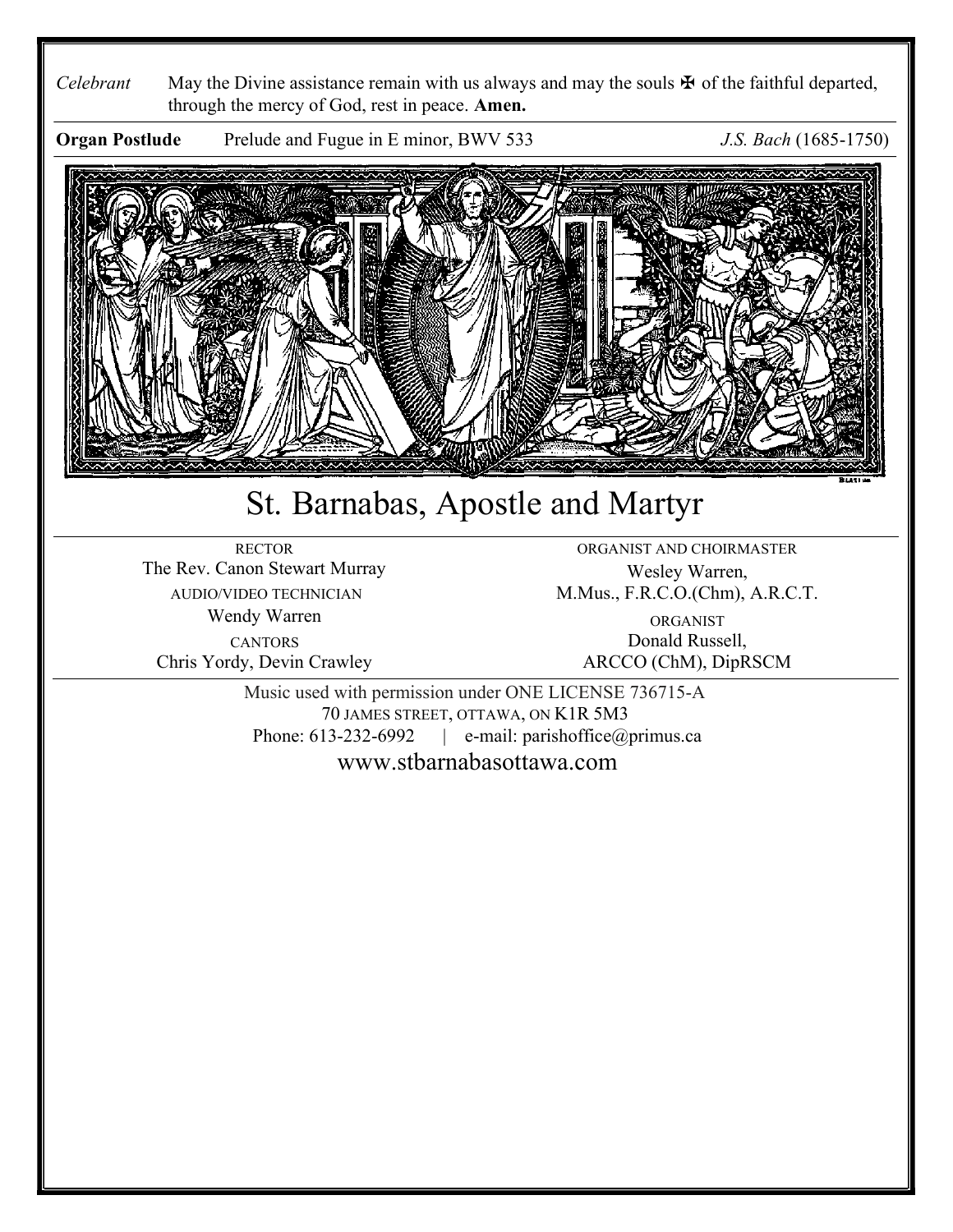*Celebrant* May the Divine assistance remain with us always and may the souls ✠ of the faithful departed, through the mercy of God, rest in peace. **Amen.**

**Organ Postlude** Prelude and Fugue in E minor, BWV 533 *J.S. Bach* (1685-1750)

# St. Barnabas, Apostle and Martyr

RECTOR
The Rev. Canon Stewart Murray

AUDIO/VIDEO TECHNICIAN
Wendy Warren

CANTORS
Chris Yordy, Devin Crawley

ORGANIST AND CHOIRMASTER
Wesley Warren,
M.Mus., F.R.C.O.(Chm), A.R.C.T.

ORGANIST
Donald Russell,
ARCCO (ChM), DipRSCM

Music used with permission under ONE LICENSE 736715-A
70 JAMES STREET, OTTAWA, ON K1R 5M3
Phone: 613-232-6992 | e-mail: parishoffice@primus.ca
www.stbarnabasottawa.com